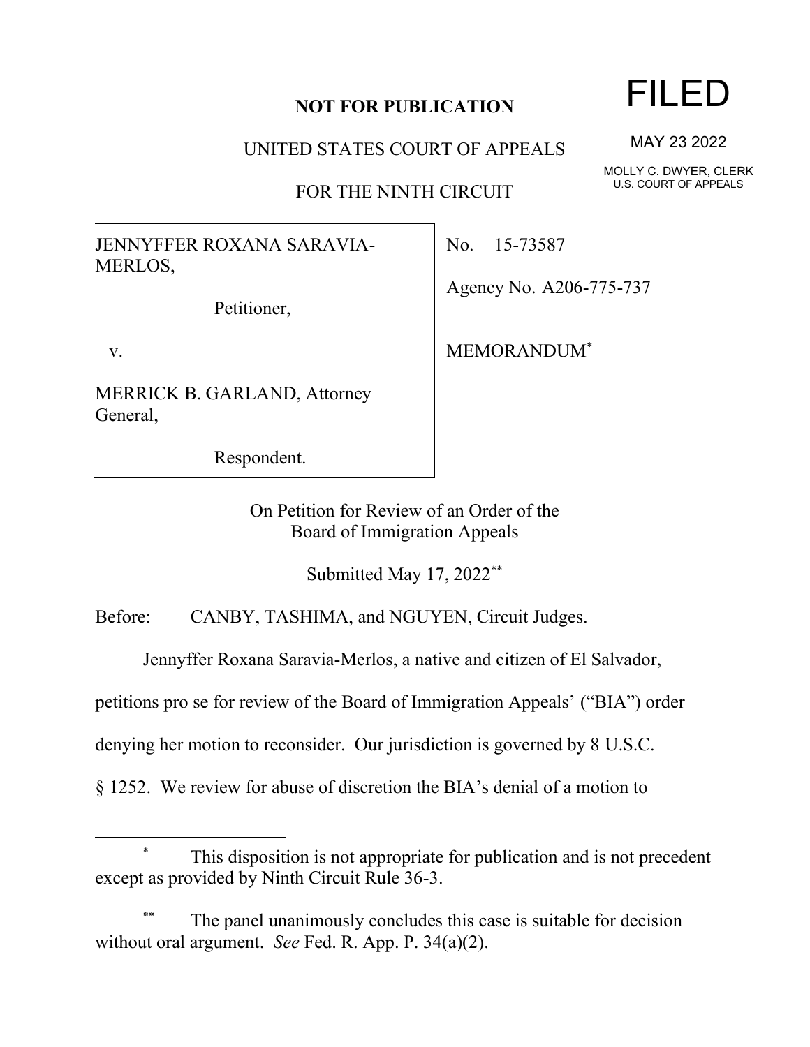**NOT FOR PUBLICATION**

UNITED STATES COURT OF APPEALS

FOR THE NINTH CIRCUIT

FILED

MAY 23 2022

MOLLY C. DWYER, CLERK
U.S. COURT OF APPEALS

JENNYFFER ROXANA SARAVIA-MERLOS,

Petitioner,

v.

MERRICK B. GARLAND, Attorney General,

Respondent.

No. 15-73587

Agency No. A206-775-737

MEMORANDUM[*]

On Petition for Review of an Order of the
Board of Immigration Appeals

Submitted May 17, 2022[**]

Before: CANBY, TASHIMA, and NGUYEN, Circuit Judges.

Jennyffer Roxana Saravia-Merlos, a native and citizen of El Salvador, petitions pro se for review of the Board of Immigration Appeals' ("BIA") order denying her motion to reconsider. Our jurisdiction is governed by 8 U.S.C. § 1252. We review for abuse of discretion the BIA's denial of a motion to

---

[*] This disposition is not appropriate for publication and is not precedent except as provided by Ninth Circuit Rule 36-3.

[**] The panel unanimously concludes this case is suitable for decision without oral argument. *See* Fed. R. App. P. 34(a)(2).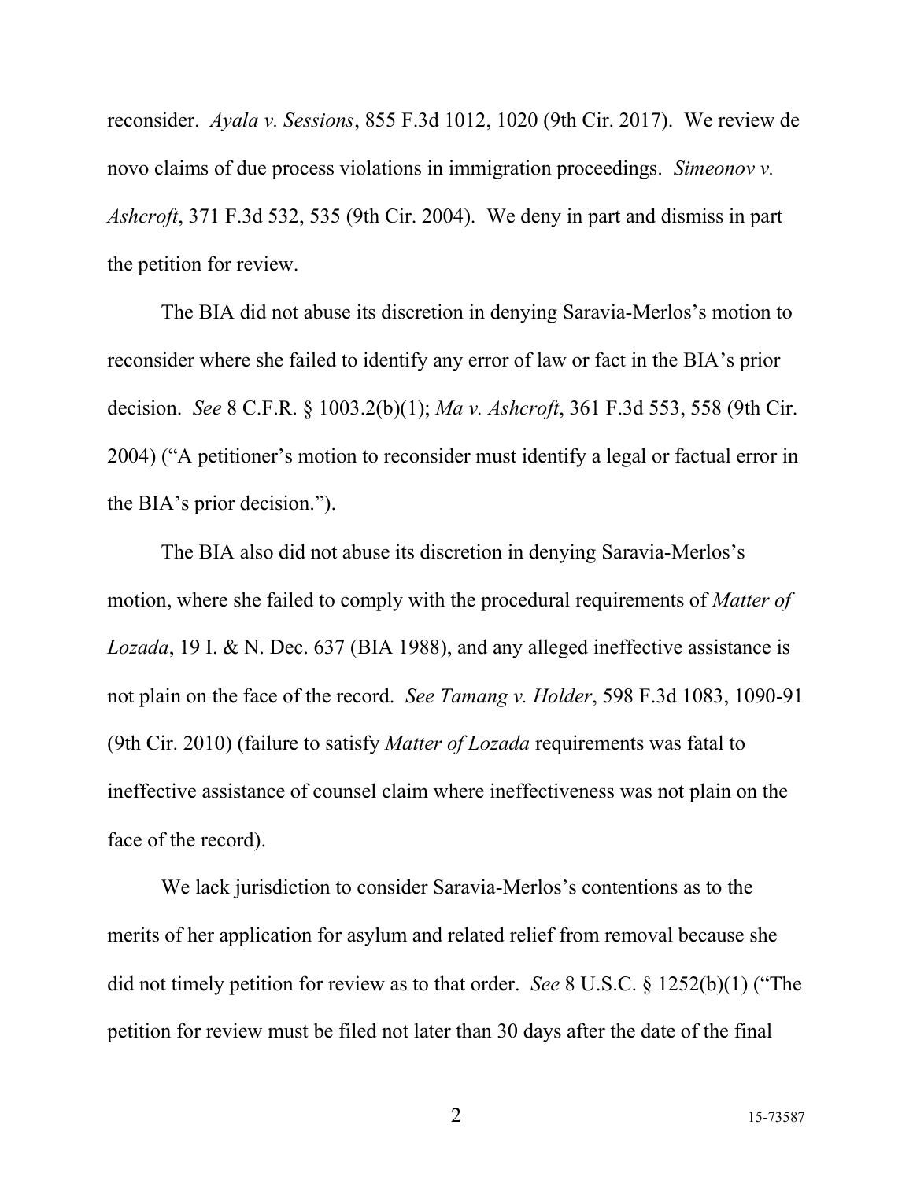reconsider. *Ayala v. Sessions*, 855 F.3d 1012, 1020 (9th Cir. 2017). We review de novo claims of due process violations in immigration proceedings. *Simeonov v. Ashcroft*, 371 F.3d 532, 535 (9th Cir. 2004). We deny in part and dismiss in part the petition for review.

The BIA did not abuse its discretion in denying Saravia-Merlos's motion to reconsider where she failed to identify any error of law or fact in the BIA's prior decision. *See* 8 C.F.R. § 1003.2(b)(1); *Ma v. Ashcroft*, 361 F.3d 553, 558 (9th Cir. 2004) ("A petitioner's motion to reconsider must identify a legal or factual error in the BIA's prior decision.").

The BIA also did not abuse its discretion in denying Saravia-Merlos's motion, where she failed to comply with the procedural requirements of *Matter of Lozada*, 19 I. & N. Dec. 637 (BIA 1988), and any alleged ineffective assistance is not plain on the face of the record. *See Tamang v. Holder*, 598 F.3d 1083, 1090-91 (9th Cir. 2010) (failure to satisfy *Matter of Lozada* requirements was fatal to ineffective assistance of counsel claim where ineffectiveness was not plain on the face of the record).

We lack jurisdiction to consider Saravia-Merlos's contentions as to the merits of her application for asylum and related relief from removal because she did not timely petition for review as to that order. *See* 8 U.S.C. § 1252(b)(1) ("The petition for review must be filed not later than 30 days after the date of the final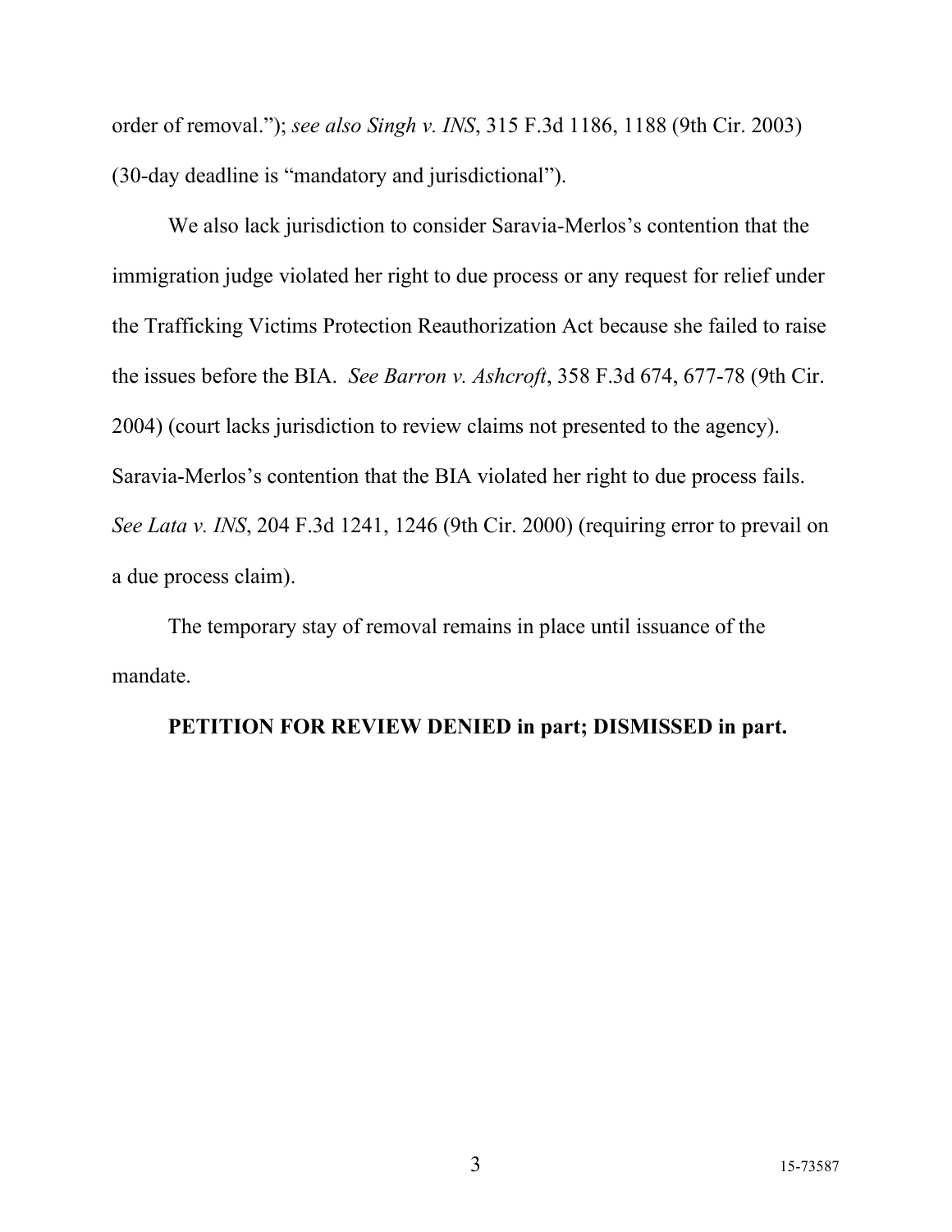order of removal."); *see also Singh v. INS*, 315 F.3d 1186, 1188 (9th Cir. 2003) (30-day deadline is "mandatory and jurisdictional").

We also lack jurisdiction to consider Saravia-Merlos's contention that the immigration judge violated her right to due process or any request for relief under the Trafficking Victims Protection Reauthorization Act because she failed to raise the issues before the BIA. *See Barron v. Ashcroft*, 358 F.3d 674, 677-78 (9th Cir. 2004) (court lacks jurisdiction to review claims not presented to the agency). Saravia-Merlos's contention that the BIA violated her right to due process fails. *See Lata v. INS*, 204 F.3d 1241, 1246 (9th Cir. 2000) (requiring error to prevail on a due process claim).

The temporary stay of removal remains in place until issuance of the mandate.

**PETITION FOR REVIEW DENIED in part; DISMISSED in part.**